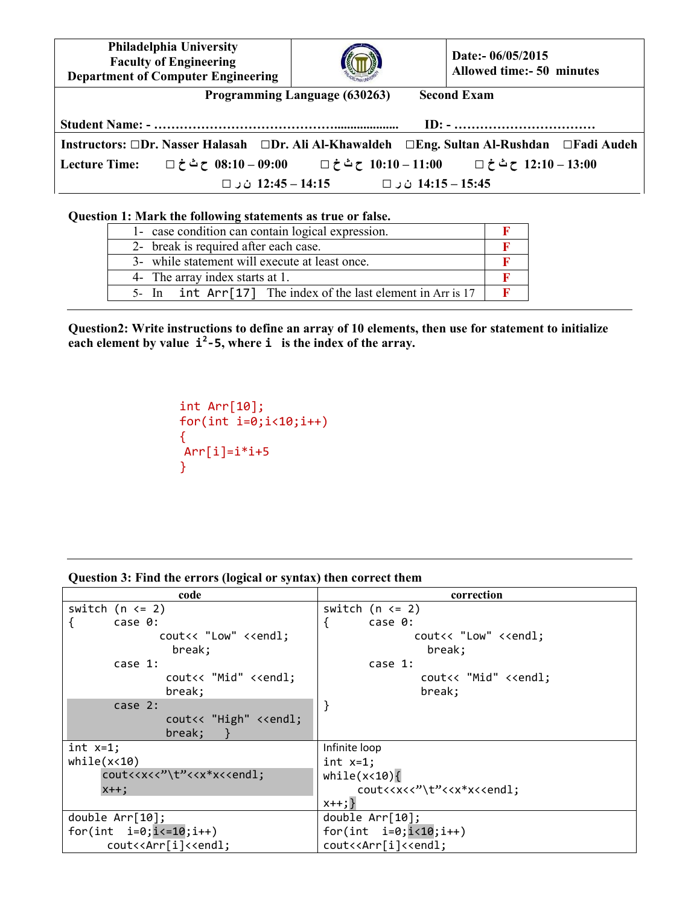| Philadelphia University<br>Faculty of Engineering<br>Department of Computer Engineering | | Date:- 06/05/2015<br>Allowed time:- 50 minutes |
|---|---|---|

**Programming Language (630263)** **Second Exam**

**Student Name: - ……………………………………....................** **ID: - ……………………………**

**Instructors:** ☐**Dr. Nasser Halasah** ☐**Dr. Ali Al-Khawaldeh** ☐**Eng. Sultan Al-Rushdan** ☐**Fadi Audeh**

**Lecture Time:** ☐ ح ث خ **08:10 – 09:00** ☐ ح ث خ **10:10 – 11:00** ☐ ح ث خ **12:10 – 13:00**

☐ ن ر **12:45 – 14:15** ☐ ن ر **14:15 – 15:45**

**Question 1: Mark the following statements as true or false.**

| | |
|---|---|
| 1- case condition can contain logical expression. | F |
| 2- break is required after each case. | F |
| 3- while statement will execute at least once. | F |
| 4- The array index starts at 1. | F |
| 5- In `int Arr[17]` The index of the last element in Arr is 17 | F |

**Question2: Write instructions to define an array of 10 elements, then use for statement to initialize each element by value $i^2$-5, where i is the index of the array.**

```
int Arr[10];
for(int i=0;i<10;i++)
{
 Arr[i]=i*i+5
}
```

**Question 3: Find the errors (logical or syntax) then correct them**

| code | correction |
|---|---|
| <pre>switch (n <= 2)<br>{      case 0:<br>             cout<< "Low" <<endl;<br>               break;<br>       case 1:<br>              cout<< "Mid" <<endl;<br>              break;<br>       case 2:<br>              cout<< "High" <<endl;<br>              break;    }</pre> | <pre>switch (n <= 2)<br>{      case 0:<br>             cout<< "Low" <<endl;<br>               break;<br>       case 1:<br>              cout<< "Mid" <<endl;<br>              break;<br>}</pre> |
| <pre>int x=1;<br>while(x<10)<br>     cout<<x<<"\t"<<x*x<<endl;<br>     x++;</pre> | Infinite loop<br><pre>int x=1;<br>while(x<10){<br>     cout<<x<<"\t"<<x*x<<endl;<br>x++;}</pre> |
| <pre>double Arr[10];<br>for(int  i=0;i<=10;i++)<br>      cout<<Arr[i]<<endl;</pre> | <pre>double Arr[10];<br>for(int  i=0;i<10;i++)<br>cout<<Arr[i]<<endl;</pre> |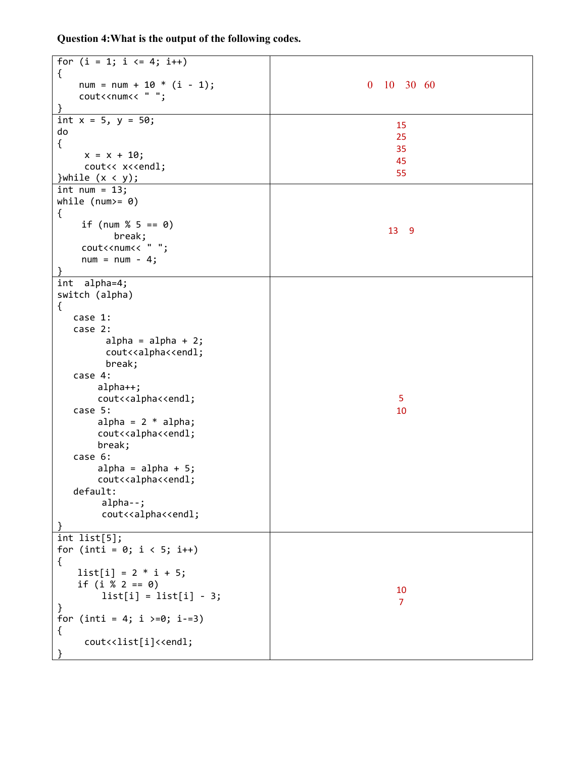**Question 4:What is the output of the following codes.**

<table>
<tr>
<td>

```
for (i = 1; i <= 4; i++)
{
    num = num + 10 * (i - 1);
    cout<<num<< " ";
}
```

</td>
<td>0 10 30 60</td>
</tr>
<tr>
<td>

```
int x = 5, y = 50;
do
{
     x = x + 10;
     cout<< x<<endl;
}while (x < y);
```

</td>
<td>15<br>25<br>35<br>45<br>55</td>
</tr>
<tr>
<td>

```
int num = 13;
while (num>= 0)
{
    if (num % 5 == 0)
        break;
    cout<<num<< " ";
    num = num - 4;
}
```

</td>
<td>13 9</td>
</tr>
<tr>
<td>

```
int  alpha=4;
switch (alpha)
{
   case 1:
   case 2:
         alpha = alpha + 2;
         cout<<alpha<<endl;
         break;
   case 4:
       alpha++;
       cout<<alpha<<endl;
   case 5:
       alpha = 2 * alpha;
       cout<<alpha<<endl;
       break;
   case 6:
       alpha = alpha + 5;
       cout<<alpha<<endl;
   default:
        alpha--;
        cout<<alpha<<endl;
}
```

</td>
<td>5<br>10</td>
</tr>
<tr>
<td>

```
int list[5];
for (inti = 0; i < 5; i++)
{
   list[i] = 2 * i + 5;
   if (i % 2 == 0)
       list[i] = list[i] - 3;
}
for (inti = 4; i >=0; i-=3)
{
    cout<<list[i]<<endl;
}
```

</td>
<td>10<br>7</td>
</tr>
</table>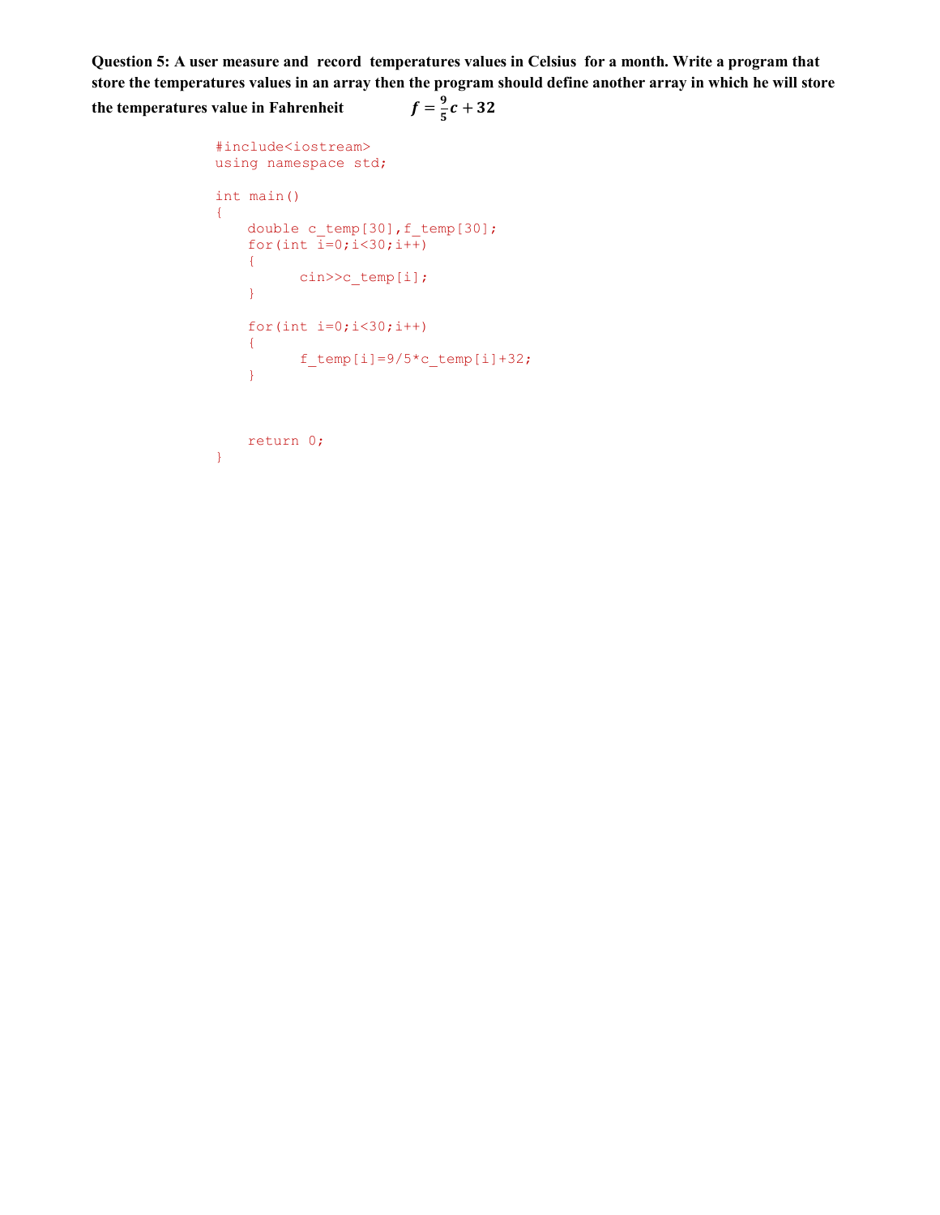**Question 5: A user measure and record temperatures values in Celsius for a month. Write a program that store the temperatures values in an array then the program should define another array in which he will store the temperatures value in Fahrenheit** $f = \frac{9}{5}c + 32$

```
#include<iostream>
using namespace std;

int main()
{
    double c_temp[30],f_temp[30];
    for(int i=0;i<30;i++)
    {
          cin>>c_temp[i];
    }

    for(int i=0;i<30;i++)
    {
          f_temp[i]=9/5*c_temp[i]+32;
    }



    return 0;
}
```